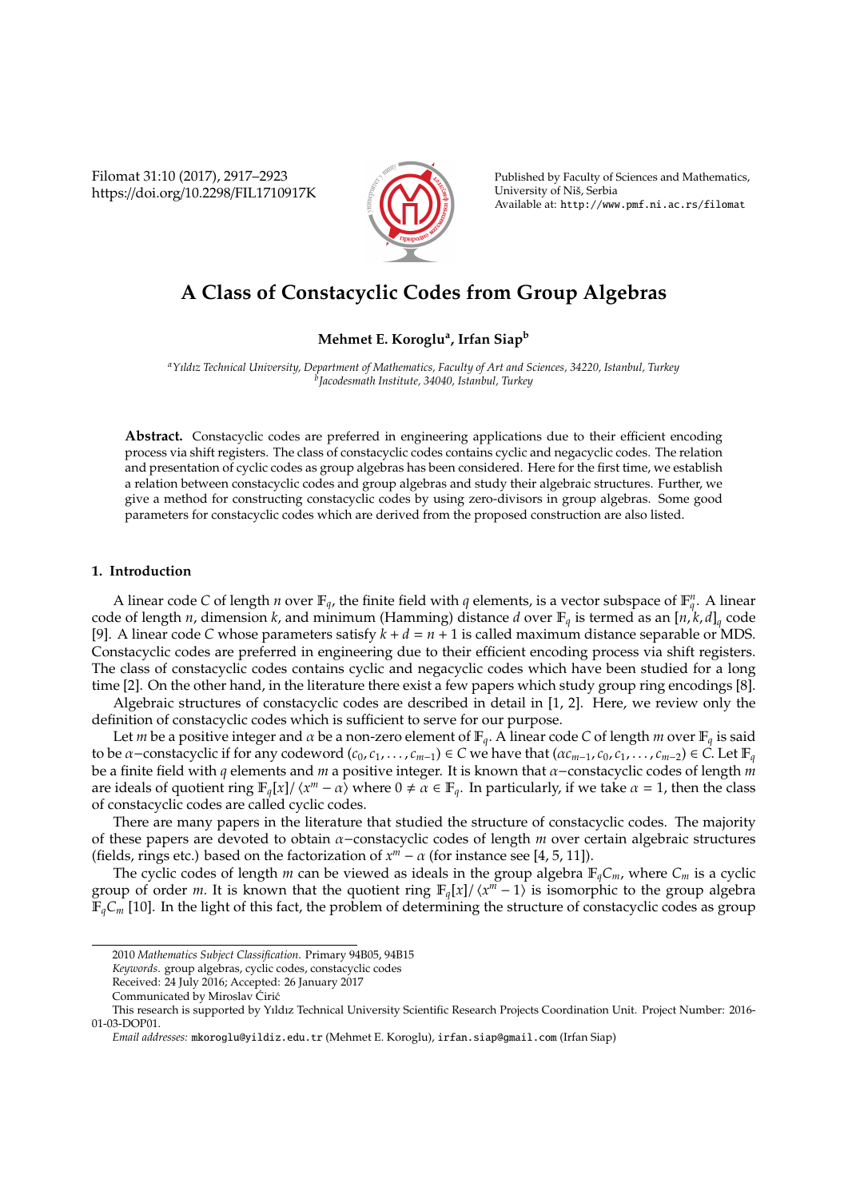# A Class of Constacyclic Codes from Group Algebras

**Mehmet E. Koroglu[a], Irfan Siap[b]**

[a]*Yıldız Technical University, Department of Mathematics, Faculty of Art and Sciences, 34220, Istanbul, Turkey*
[b]*Jacodesmath Institute, 34040, Istanbul, Turkey*

**Abstract.** Constacyclic codes are preferred in engineering applications due to their efficient encoding process via shift registers. The class of constacyclic codes contains cyclic and negacyclic codes. The relation and presentation of cyclic codes as group algebras has been considered. Here for the first time, we establish a relation between constacyclic codes and group algebras and study their algebraic structures. Further, we give a method for constructing constacyclic codes by using zero-divisors in group algebras. Some good parameters for constacyclic codes which are derived from the proposed construction are also listed.

## 1. Introduction

A linear code $C$ of length $n$ over $\mathbb{F}_q$, the finite field with $q$ elements, is a vector subspace of $\mathbb{F}_q^n$. A linear code of length $n$, dimension $k$, and minimum (Hamming) distance $d$ over $\mathbb{F}_q$ is termed as an $[n,k,d]_q$ code [9]. A linear code $C$ whose parameters satisfy $k+d=n+1$ is called maximum distance separable or MDS. Constacyclic codes are preferred in engineering due to their efficient encoding process via shift registers. The class of constacyclic codes contains cyclic and negacyclic codes which have been studied for a long time [2]. On the other hand, in the literature there exist a few papers which study group ring encodings [8].

Algebraic structures of constacyclic codes are described in detail in [1, 2]. Here, we review only the definition of constacyclic codes which is sufficient to serve for our purpose.

Let $m$ be a positive integer and $\alpha$ be a non-zero element of $\mathbb{F}_q$. A linear code $C$ of length $m$ over $\mathbb{F}_q$ is said to be $\alpha-$constacyclic if for any codeword $(c_0, c_1, \ldots, c_{m-1}) \in C$ we have that $(\alpha c_{m-1}, c_0, c_1, \ldots, c_{m-2}) \in C$. Let $\mathbb{F}_q$ be a finite field with $q$ elements and $m$ a positive integer. It is known that $\alpha-$constacyclic codes of length $m$ are ideals of quotient ring $\mathbb{F}_q[x]/\langle x^m - \alpha\rangle$ where $0 \neq \alpha \in \mathbb{F}_q$. In particularly, if we take $\alpha = 1$, then the class of constacyclic codes are called cyclic codes.

There are many papers in the literature that studied the structure of constacyclic codes. The majority of these papers are devoted to obtain $\alpha-$constacyclic codes of length $m$ over certain algebraic structures (fields, rings etc.) based on the factorization of $x^m - \alpha$ (for instance see [4, 5, 11]).

The cyclic codes of length $m$ can be viewed as ideals in the group algebra $\mathbb{F}_q C_m$, where $C_m$ is a cyclic group of order $m$. It is known that the quotient ring $\mathbb{F}_q[x]/\langle x^m - 1\rangle$ is isomorphic to the group algebra $\mathbb{F}_q C_m$ [10]. In the light of this fact, the problem of determining the structure of constacyclic codes as group

2010 *Mathematics Subject Classification*. Primary 94B05, 94B15
*Keywords*. group algebras, cyclic codes, constacyclic codes
Received: 24 July 2016; Accepted: 26 January 2017
Communicated by Miroslav Ćirić
This research is supported by Yıldız Technical University Scientific Research Projects Coordination Unit. Project Number: 2016-01-03-DOP01.
*Email addresses:* mkoroglu@yildiz.edu.tr (Mehmet E. Koroglu), irfan.siap@gmail.com (Irfan Siap)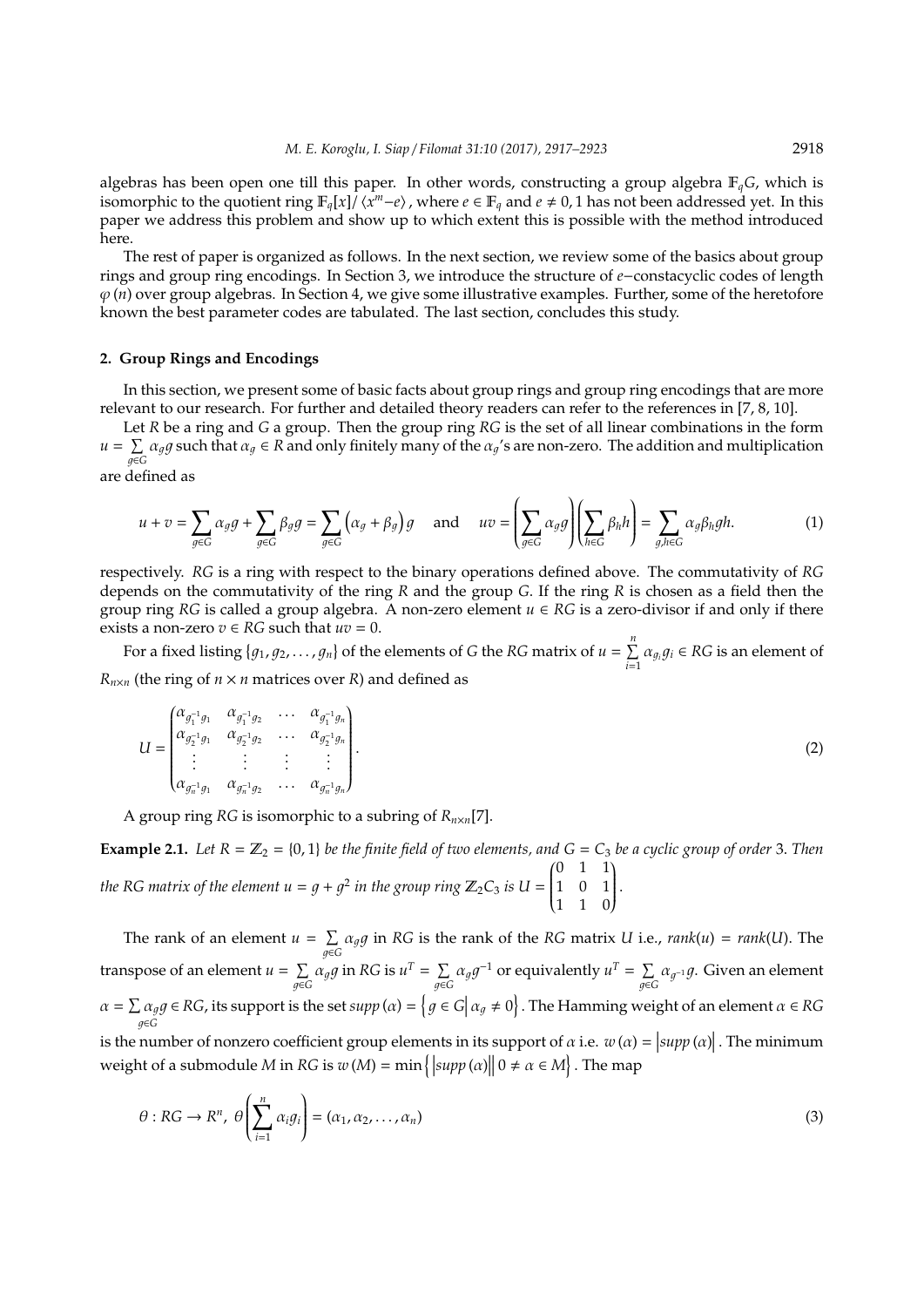algebras has been open one till this paper. In other words, constructing a group algebra $\mathbb{F}_q G$, which is isomorphic to the quotient ring $\mathbb{F}_q[x]/\langle x^m - e\rangle$, where $e \in \mathbb{F}_q$ and $e \neq 0, 1$ has not been addressed yet. In this paper we address this problem and show up to which extent this is possible with the method introduced here.

The rest of paper is organized as follows. In the next section, we review some of the basics about group rings and group ring encodings. In Section 3, we introduce the structure of $e-$constacyclic codes of length $\varphi(n)$ over group algebras. In Section 4, we give some illustrative examples. Further, some of the heretofore known the best parameter codes are tabulated. The last section, concludes this study.

## 2. Group Rings and Encodings

In this section, we present some of basic facts about group rings and group ring encodings that are more relevant to our research. For further and detailed theory readers can refer to the references in [7, 8, 10].

Let $R$ be a ring and $G$ a group. Then the group ring $RG$ is the set of all linear combinations in the form $u = \sum_{g\in G} \alpha_g g$ such that $\alpha_g \in R$ and only finitely many of the $\alpha_g$'s are non-zero. The addition and multiplication are defined as

$$u + v = \sum_{g\in G} \alpha_g g + \sum_{g\in G} \beta_g g = \sum_{g\in G} \left(\alpha_g + \beta_g\right) g \quad \text{and} \quad uv = \left(\sum_{g\in G} \alpha_g g\right)\left(\sum_{h\in G} \beta_h h\right) = \sum_{g,h\in G} \alpha_g \beta_h gh. \tag{1}$$

respectively. $RG$ is a ring with respect to the binary operations defined above. The commutativity of $RG$ depends on the commutativity of the ring $R$ and the group $G$. If the ring $R$ is chosen as a field then the group ring $RG$ is called a group algebra. A non-zero element $u \in RG$ is a zero-divisor if and only if there exists a non-zero $v \in RG$ such that $uv = 0$.

For a fixed listing $\{g_1, g_2, \ldots, g_n\}$ of the elements of $G$ the $RG$ matrix of $u = \sum_{i=1}^{n} \alpha_{g_i} g_i \in RG$ is an element of $R_{n\times n}$ (the ring of $n \times n$ matrices over $R$) and defined as

$$U = \begin{pmatrix} \alpha_{g_1^{-1}g_1} & \alpha_{g_1^{-1}g_2} & \ldots & \alpha_{g_1^{-1}g_n} \\ \alpha_{g_2^{-1}g_1} & \alpha_{g_2^{-1}g_2} & \ldots & \alpha_{g_2^{-1}g_n} \\ \vdots & \vdots & \vdots & \vdots \\ \alpha_{g_n^{-1}g_1} & \alpha_{g_n^{-1}g_2} & \ldots & \alpha_{g_n^{-1}g_n} \end{pmatrix}. \tag{2}$$

A group ring $RG$ is isomorphic to a subring of $R_{n\times n}$[7].

**Example 2.1.** *Let $R = \mathbb{Z}_2 = \{0, 1\}$ be the finite field of two elements, and $G = C_3$ be a cyclic group of order 3. Then the $RG$ matrix of the element $u = g + g^2$ in the group ring $\mathbb{Z}_2 C_3$ is* $U = \begin{pmatrix} 0 & 1 & 1 \\ 1 & 0 & 1 \\ 1 & 1 & 0 \end{pmatrix}$.

The rank of an element $u = \sum_{g\in G} \alpha_g g$ in $RG$ is the rank of the $RG$ matrix $U$ i.e., $rank(u) = rank(U)$. The transpose of an element $u = \sum_{g\in G} \alpha_g g$ in $RG$ is $u^T = \sum_{g\in G} \alpha_g g^{-1}$ or equivalently $u^T = \sum_{g\in G} \alpha_{g^{-1}} g$. Given an element $\alpha = \sum_{g\in G} \alpha_g g \in RG$, its support is the set $supp(\alpha) = \left\{ g \in G \middle| \alpha_g \neq 0 \right\}$. The Hamming weight of an element $\alpha \in RG$ is the number of nonzero coefficient group elements in its support of $\alpha$ i.e. $w(\alpha) = \left|supp(\alpha)\right|$. The minimum weight of a submodule $M$ in $RG$ is $w(M) = \min\left\{ \left|supp(\alpha)\right| \middle| 0 \neq \alpha \in M \right\}$. The map

$$\theta : RG \to R^n,\ \theta\left(\sum_{i=1}^{n} \alpha_i g_i\right) = (\alpha_1, \alpha_2, \ldots, \alpha_n) \tag{3}$$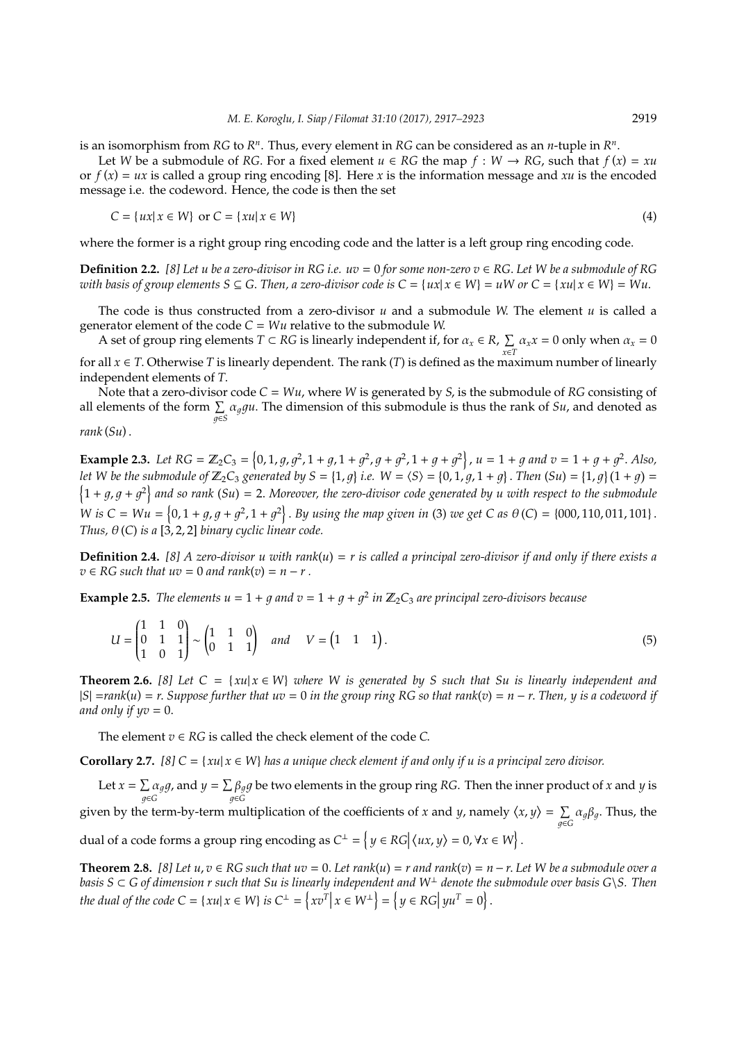is an isomorphism from $RG$ to $R^n$. Thus, every element in $RG$ can be considered as an $n$-tuple in $R^n$.

Let $W$ be a submodule of $RG$. For a fixed element $u \in RG$ the map $f : W \to RG$, such that $f(x) = xu$ or $f(x) = ux$ is called a group ring encoding [8]. Here $x$ is the information message and $xu$ is the encoded message i.e. the codeword. Hence, the code is then the set

$$C = \{ux|\, x \in W\} \text{ or } C = \{xu|\, x \in W\} \tag{4}$$

where the former is a right group ring encoding code and the latter is a left group ring encoding code.

**Definition 2.2.** *[8] Let $u$ be a zero-divisor in $RG$ i.e. $uv = 0$ for some non-zero $v \in RG$. Let $W$ be a submodule of $RG$ with basis of group elements $S \subseteq G$. Then, a zero-divisor code is $C = \{ux|\, x \in W\} = uW$ or $C = \{xu|\, x \in W\} = Wu$.*

The code is thus constructed from a zero-divisor $u$ and a submodule $W$. The element $u$ is called a generator element of the code $C = Wu$ relative to the submodule $W$.

A set of group ring elements $T \subset RG$ is linearly independent if, for $\alpha_x \in R$, $\sum_{x \in T} \alpha_x x = 0$ only when $\alpha_x = 0$ for all $x \in T$. Otherwise $T$ is linearly dependent. The rank $(T)$ is defined as the maximum number of linearly independent elements of $T$.

Note that a zero-divisor code $C = Wu$, where $W$ is generated by $S$, is the submodule of $RG$ consisting of all elements of the form $\sum_{g \in S} \alpha_g g u$. The dimension of this submodule is thus the rank of $Su$, and denoted as $rank\,(Su)$.

**Example 2.3.** *Let $RG = \mathbb{Z}_2 C_3 = \left\{0, 1, g, g^2, 1+g, 1+g^2, g+g^2, 1+g+g^2\right\}$, $u = 1+g$ and $v = 1+g+g^2$. Also, let $W$ be the submodule of $\mathbb{Z}_2 C_3$ generated by $S = \{1, g\}$ i.e. $W = \langle S \rangle = \{0, 1, g, 1+g\}$. Then $(Su) = \{1, g\}(1+g) = \left\{1+g, g+g^2\right\}$ and so rank $(Su) = 2$. Moreover, the zero-divisor code generated by $u$ with respect to the submodule $W$ is $C = Wu = \left\{0, 1+g, g+g^2, 1+g^2\right\}$. By using the map given in (3) we get $C$ as $\theta(C) = \{000, 110, 011, 101\}$. Thus, $\theta(C)$ is a $[3, 2, 2]$ binary cyclic linear code.*

**Definition 2.4.** *[8] A zero-divisor $u$ with $rank(u) = r$ is called a principal zero-divisor if and only if there exists a $v \in RG$ such that $uv = 0$ and $rank(v) = n - r$.*

**Example 2.5.** *The elements $u = 1+g$ and $v = 1+g+g^2$ in $\mathbb{Z}_2 C_3$ are principal zero-divisors because*

$$U = \begin{pmatrix} 1 & 1 & 0 \\ 0 & 1 & 1 \\ 1 & 0 & 1 \end{pmatrix} \sim \begin{pmatrix} 1 & 1 & 0 \\ 0 & 1 & 1 \end{pmatrix} \quad \text{and} \quad V = \begin{pmatrix} 1 & 1 & 1 \end{pmatrix}. \tag{5}$$

**Theorem 2.6.** *[8] Let $C = \{xu|\, x \in W\}$ where $W$ is generated by $S$ such that $Su$ is linearly independent and $|S| = rank(u) = r$. Suppose further that $uv = 0$ in the group ring $RG$ so that $rank(v) = n - r$. Then, $y$ is a codeword if and only if $yv = 0$.*

The element $v \in RG$ is called the check element of the code $C$.

**Corollary 2.7.** *[8] $C = \{xu|\, x \in W\}$ has a unique check element if and only if $u$ is a principal zero divisor.*

Let $x = \sum_{g \in G} \alpha_g g$, and $y = \sum_{g \in G} \beta_g g$ be two elements in the group ring $RG$. Then the inner product of $x$ and $y$ is given by the term-by-term multiplication of the coefficients of $x$ and $y$, namely $\langle x, y \rangle = \sum_{g \in G} \alpha_g \beta_g$. Thus, the dual of a code forms a group ring encoding as $C^\perp = \left\{ y \in RG \middle| \langle ux, y \rangle = 0, \forall x \in W \right\}$.

**Theorem 2.8.** *[8] Let $u, v \in RG$ such that $uv = 0$. Let $rank(u) = r$ and $rank(v) = n - r$. Let $W$ be a submodule over a basis $S \subset G$ of dimension $r$ such that $Su$ is linearly independent and $W^\perp$ denote the submodule over basis $G \backslash S$. Then the dual of the code $C = \{xu|\, x \in W\}$ is $C^\perp = \left\{ xv^T \middle| x \in W^\perp \right\} = \left\{ y \in RG \middle| yu^T = 0 \right\}$.*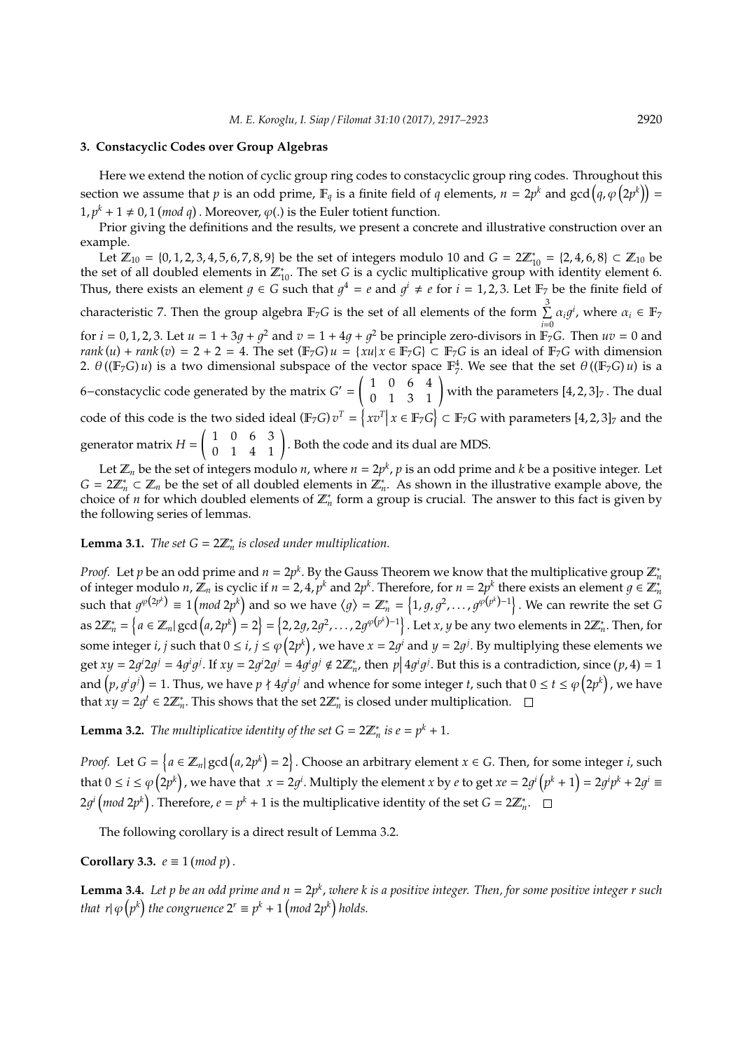## 3. Constacyclic Codes over Group Algebras

Here we extend the notion of cyclic group ring codes to constacyclic group ring codes. Throughout this section we assume that $p$ is an odd prime, $\mathbb{F}_q$ is a finite field of $q$ elements, $n = 2p^k$ and $\gcd\left(q, \varphi\left(2p^k\right)\right) = 1, p^k + 1 \neq 0, 1 \,(mod\ q)$. Moreover, $\varphi(.)$ is the Euler totient function.

Prior giving the definitions and the results, we present a concrete and illustrative construction over an example.

Let $\mathbb{Z}_{10} = \{0, 1, 2, 3, 4, 5, 6, 7, 8, 9\}$ be the set of integers modulo 10 and $G = 2\mathbb{Z}_{10}^* = \{2, 4, 6, 8\} \subset \mathbb{Z}_{10}$ be the set of all doubled elements in $\mathbb{Z}_{10}^*$. The set $G$ is a cyclic multiplicative group with identity element 6. Thus, there exists an element $g \in G$ such that $g^4 = e$ and $g^i \neq e$ for $i = 1, 2, 3$. Let $\mathbb{F}_7$ be the finite field of characteristic 7. Then the group algebra $\mathbb{F}_7G$ is the set of all elements of the form $\sum_{i=0}^{3} \alpha_i g^i$, where $\alpha_i \in \mathbb{F}_7$ for $i = 0, 1, 2, 3$. Let $u = 1 + 3g + g^2$ and $v = 1 + 4g + g^2$ be principle zero-divisors in $\mathbb{F}_7G$. Then $uv = 0$ and $rank(u) + rank(v) = 2 + 2 = 4$. The set $(\mathbb{F}_7G)\,u = \{xu | \, x \in \mathbb{F}_7G\} \subset \mathbb{F}_7G$ is an ideal of $\mathbb{F}_7G$ with dimension 2. $\theta\left((\mathbb{F}_7G)\,u\right)$ is a two dimensional subspace of the vector space $\mathbb{F}_7^4$. We see that the set $\theta\left((\mathbb{F}_7G)\,u\right)$ is a 6−constacyclic code generated by the matrix $G' = \begin{pmatrix} 1 & 0 & 6 & 4 \\ 0 & 1 & 3 & 1 \end{pmatrix}$ with the parameters $[4, 2, 3]_7$. The dual code of this code is the two sided ideal $(\mathbb{F}_7G)\,v^T = \left\{xv^T \middle| \, x \in \mathbb{F}_7G\right\} \subset \mathbb{F}_7G$ with parameters $[4, 2, 3]_7$ and the generator matrix $H = \begin{pmatrix} 1 & 0 & 6 & 3 \\ 0 & 1 & 4 & 1 \end{pmatrix}$. Both the code and its dual are MDS.

Let $\mathbb{Z}_n$ be the set of integers modulo $n$, where $n = 2p^k$, $p$ is an odd prime and $k$ be a positive integer. Let $G = 2\mathbb{Z}_n^* \subset \mathbb{Z}_n$ be the set of all doubled elements in $\mathbb{Z}_n^*$. As shown in the illustrative example above, the choice of $n$ for which doubled elements of $\mathbb{Z}_n^*$ form a group is crucial. The answer to this fact is given by the following series of lemmas.

**Lemma 3.1.** *The set $G = 2\mathbb{Z}_n^*$ is closed under multiplication.*

*Proof.* Let $p$ be an odd prime and $n = 2p^k$. By the Gauss Theorem we know that the multiplicative group $\mathbb{Z}_n^*$ of integer modulo $n$, $\mathbb{Z}_n$ is cyclic if $n = 2, 4, p^k$ and $2p^k$. Therefore, for $n = 2p^k$ there exists an element $g \in \mathbb{Z}_n^*$ such that $g^{\varphi\left(2p^k\right)} \equiv 1 \left(mod\ 2p^k\right)$ and so we have $\langle g \rangle = \mathbb{Z}_n^* = \left\{1, g, g^2, \ldots, g^{\varphi\left(p^k\right)-1}\right\}$. We can rewrite the set $G$ as $2\mathbb{Z}_n^* = \left\{a \in \mathbb{Z}_n | \gcd\left(a, 2p^k\right) = 2\right\} = \left\{2, 2g, 2g^2, \ldots, 2g^{\varphi\left(p^k\right)-1}\right\}$. Let $x, y$ be any two elements in $2\mathbb{Z}_n^*$. Then, for some integer $i, j$ such that $0 \leq i, j \leq \varphi\left(2p^k\right)$, we have $x = 2g^i$ and $y = 2g^j$. By multiplying these elements we get $xy = 2g^i 2g^j = 4g^i g^j$. If $xy = 2g^i 2g^j = 4g^i g^j \notin 2\mathbb{Z}_n^*$, then $p \middle| 4g^i g^j$. But this is a contradiction, since $(p, 4) = 1$ and $\left(p, g^i g^j\right) = 1$. Thus, we have $p \nmid 4g^i g^j$ and whence for some integer $t$, such that $0 \leq t \leq \varphi\left(2p^k\right)$, we have that $xy = 2g^t \in 2\mathbb{Z}_n^*$. This shows that the set $2\mathbb{Z}_n^*$ is closed under multiplication. □

**Lemma 3.2.** *The multiplicative identity of the set $G = 2\mathbb{Z}_n^*$ is $e = p^k + 1$.*

*Proof.* Let $G = \left\{a \in \mathbb{Z}_n | \gcd\left(a, 2p^k\right) = 2\right\}$. Choose an arbitrary element $x \in G$. Then, for some integer $i$, such that $0 \leq i \leq \varphi\left(2p^k\right)$, we have that $x = 2g^i$. Multiply the element $x$ by $e$ to get $xe = 2g^i\left(p^k + 1\right) = 2g^i p^k + 2g^i \equiv 2g^i \left(mod\ 2p^k\right)$. Therefore, $e = p^k + 1$ is the multiplicative identity of the set $G = 2\mathbb{Z}_n^*$. □

The following corollary is a direct result of Lemma 3.2.

**Corollary 3.3.** $e \equiv 1 \,(mod\ p)$.

**Lemma 3.4.** *Let $p$ be an odd prime and $n = 2p^k$, where $k$ is a positive integer. Then, for some positive integer $r$ such that $r | \varphi\left(p^k\right)$ the congruence $2^r \equiv p^k + 1 \left(mod\ 2p^k\right)$ holds.*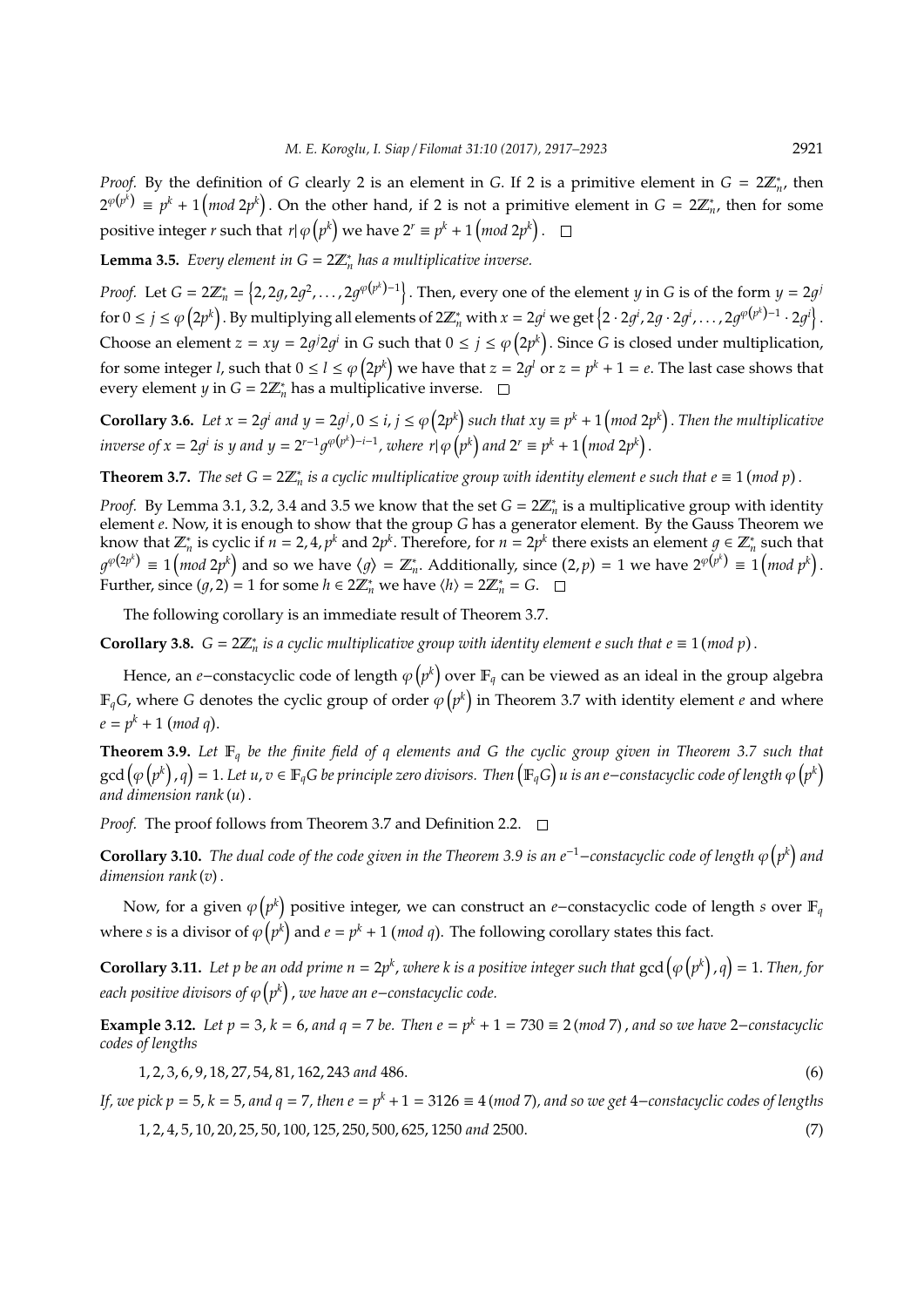*Proof.* By the definition of $G$ clearly 2 is an element in $G$. If 2 is a primitive element in $G = 2\mathbb{Z}_n^*$, then $2^{\varphi(p^k)} \equiv p^k + 1 \left(mod\ 2p^k\right)$. On the other hand, if 2 is not a primitive element in $G = 2\mathbb{Z}_n^*$, then for some positive integer $r$ such that $r | \varphi\left(p^k\right)$ we have $2^r \equiv p^k + 1 \left(mod\ 2p^k\right)$. □

**Lemma 3.5.** *Every element in $G = 2\mathbb{Z}_n^*$ has a multiplicative inverse.*

*Proof.* Let $G = 2\mathbb{Z}_n^* = \left\{2, 2g, 2g^2, \ldots, 2g^{\varphi(p^k)-1}\right\}$. Then, every one of the element $y$ in $G$ is of the form $y = 2g^j$ for $0 \leq j \leq \varphi\left(2p^k\right)$. By multiplying all elements of $2\mathbb{Z}_n^*$ with $x = 2g^i$ we get $\left\{2 \cdot 2g^i, 2g \cdot 2g^i, \ldots, 2g^{\varphi(p^k)-1} \cdot 2g^i\right\}$. Choose an element $z = xy = 2g^j 2g^i$ in $G$ such that $0 \leq j \leq \varphi\left(2p^k\right)$. Since $G$ is closed under multiplication, for some integer $l$, such that $0 \leq l \leq \varphi\left(2p^k\right)$ we have that $z = 2g^l$ or $z = p^k + 1 = e$. The last case shows that every element $y$ in $G = 2\mathbb{Z}_n^*$ has a multiplicative inverse. □

**Corollary 3.6.** *Let $x = 2g^i$ and $y = 2g^j, 0 \leq i, j \leq \varphi\left(2p^k\right)$ such that $xy \equiv p^k + 1 \left(mod\ 2p^k\right)$. Then the multiplicative inverse of $x = 2g^i$ is $y$ and $y = 2^{r-1}g^{\varphi(p^k)-i-1}$, where $r | \varphi\left(p^k\right)$ and $2^r \equiv p^k + 1 \left(mod\ 2p^k\right)$.*

**Theorem 3.7.** *The set $G = 2\mathbb{Z}_n^*$ is a cyclic multiplicative group with identity element $e$ such that $e \equiv 1\,(mod\ p)$.*

*Proof.* By Lemma 3.1, 3.2, 3.4 and 3.5 we know that the set $G = 2\mathbb{Z}_n^*$ is a multiplicative group with identity element $e$. Now, it is enough to show that the group $G$ has a generator element. By the Gauss Theorem we know that $\mathbb{Z}_n^*$ is cyclic if $n = 2, 4, p^k$ and $2p^k$. Therefore, for $n = 2p^k$ there exists an element $g \in \mathbb{Z}_n^*$ such that $g^{\varphi(2p^k)} \equiv 1 \left(mod\ 2p^k\right)$ and so we have $\langle g \rangle = \mathbb{Z}_n^*$. Additionally, since $(2, p) = 1$ we have $2^{\varphi(p^k)} \equiv 1 \left(mod\ p^k\right)$. Further, since $(g, 2) = 1$ for some $h \in 2\mathbb{Z}_n^*$ we have $\langle h \rangle = 2\mathbb{Z}_n^* = G$. □

The following corollary is an immediate result of Theorem 3.7.

**Corollary 3.8.** *$G = 2\mathbb{Z}_n^*$ is a cyclic multiplicative group with identity element $e$ such that $e \equiv 1\,(mod\ p)$.*

Hence, an $e-$constacyclic code of length $\varphi\left(p^k\right)$ over $\mathbb{F}_q$ can be viewed as an ideal in the group algebra $\mathbb{F}_q G$, where $G$ denotes the cyclic group of order $\varphi\left(p^k\right)$ in Theorem 3.7 with identity element $e$ and where $e = p^k + 1\ (mod\ q)$.

**Theorem 3.9.** *Let $\mathbb{F}_q$ be the finite field of $q$ elements and $G$ the cyclic group given in Theorem 3.7 such that $\gcd\left(\varphi\left(p^k\right), q\right) = 1$. Let $u, v \in \mathbb{F}_q G$ be principle zero divisors. Then $\left(\mathbb{F}_q G\right) u$ is an $e-$constacyclic code of length $\varphi\left(p^k\right)$ and dimension $rank\,(u)$.*

*Proof.* The proof follows from Theorem 3.7 and Definition 2.2. □

**Corollary 3.10.** *The dual code of the code given in the Theorem 3.9 is an $e^{-1}-$constacyclic code of length $\varphi\left(p^k\right)$ and dimension $rank\,(v)$.*

Now, for a given $\varphi\left(p^k\right)$ positive integer, we can construct an $e-$constacyclic code of length $s$ over $\mathbb{F}_q$ where $s$ is a divisor of $\varphi\left(p^k\right)$ and $e = p^k + 1\ (mod\ q)$. The following corollary states this fact.

**Corollary 3.11.** *Let $p$ be an odd prime $n = 2p^k$, where $k$ is a positive integer such that $\gcd\left(\varphi\left(p^k\right), q\right) = 1$. Then, for each positive divisors of $\varphi\left(p^k\right)$, we have an $e-$constacyclic code.*

**Example 3.12.** *Let $p = 3$, $k = 6$, and $q = 7$ be. Then $e = p^k + 1 = 730 \equiv 2\,(mod\ 7)$, and so we have $2-$constacyclic codes of lengths*

$$1, 2, 3, 6, 9, 18, 27, 54, 81, 162, 243 \text{ and } 486. \tag{6}$$

*If, we pick $p = 5$, $k = 5$, and $q = 7$, then $e = p^k + 1 = 3126 \equiv 4\,(mod\ 7)$, and so we get $4-$constacyclic codes of lengths*

$$1, 2, 4, 5, 10, 20, 25, 50, 100, 125, 250, 500, 625, 1250 \text{ and } 2500. \tag{7}$$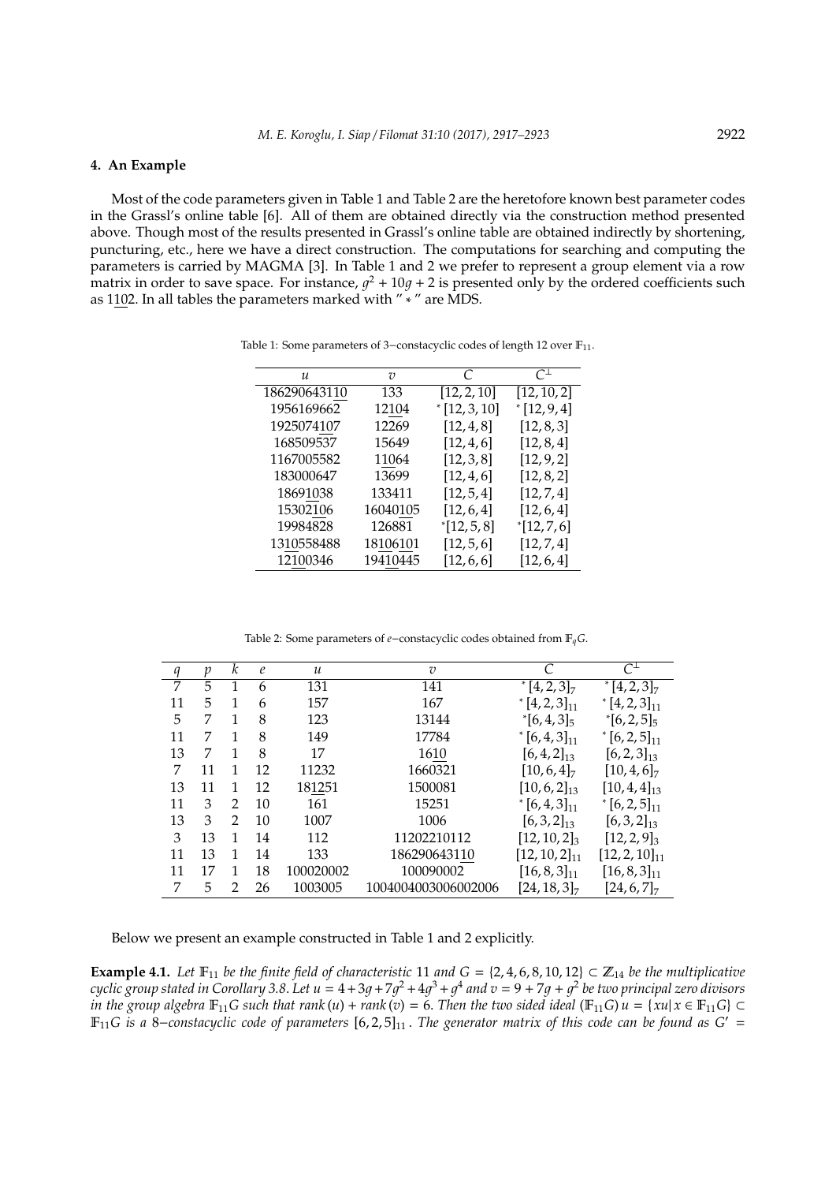## 4. An Example

Most of the code parameters given in Table 1 and Table 2 are the heretofore known best parameter codes in the Grassl's online table [6]. All of them are obtained directly via the construction method presented above. Though most of the results presented in Grassl's online table are obtained indirectly by shortening, puncturing, etc., here we have a direct construction. The computations for searching and computing the parameters is carried by MAGMA [3]. In Table 1 and 2 we prefer to represent a group element via a row matrix in order to save space. For instance, $g^2 + 10g + 2$ is presented only by the ordered coefficients such as 1<u>10</u>2. In all tables the parameters marked with " * " are MDS.

Table 1: Some parameters of 3−constacyclic codes of length 12 over $\mathbb{F}_{11}$.

| $u$ | $v$ | $C$ | $C^{\perp}$ |
|---|---|---|---|
| 1862906431<u>10</u> | 133 | $[12, 2, 10]$ | $[12, 10, 2]$ |
| 1956169662 | 12<u>10</u>4 | $^*[12, 3, 10]$ | $^*[12, 9, 4]$ |
| 1925074<u>10</u>7 | 12269 | $[12, 4, 8]$ | $[12, 8, 3]$ |
| 168509537 | 15649 | $[12, 4, 6]$ | $[12, 8, 4]$ |
| 1167005582 | 1<u>10</u>64 | $[12, 3, 8]$ | $[12, 9, 2]$ |
| 183000647 | 13699 | $[12, 4, 6]$ | $[12, 8, 2]$ |
| 18691038 | 133411 | $[12, 5, 4]$ | $[12, 7, 4]$ |
| 15302<u>10</u>6 | 160401<u>10</u>5 | $[12, 6, 4]$ | $[12, 6, 4]$ |
| 19984828 | 126881 | $^*[12, 5, 8]$ | $^*[12, 7, 6]$ |
| 13<u>10</u>558488 | 18<u>10</u>6<u>10</u>1 | $[12, 5, 6]$ | $[12, 7, 4]$ |
| 12<u>10</u>0346 | 194<u>10</u>445 | $[12, 6, 6]$ | $[12, 6, 4]$ |

Table 2: Some parameters of $e$−constacyclic codes obtained from $\mathbb{F}_q G$.

| $q$ | $p$ | $k$ | $e$ | $u$ | $v$ | $C$ | $C^{\perp}$ |
|---|---|---|---|---|---|---|---|
| 7 | 5 | 1 | 6 | 131 | 141 | $^*[4, 2, 3]_7$ | $^*[4, 2, 3]_7$ |
| 11 | 5 | 1 | 6 | 157 | 167 | $^*[4, 2, 3]_{11}$ | $^*[4, 2, 3]_{11}$ |
| 5 | 7 | 1 | 8 | 123 | 13144 | $^*[6, 4, 3]_5$ | $^*[6, 2, 5]_5$ |
| 11 | 7 | 1 | 8 | 149 | 17784 | $^*[6, 4, 3]_{11}$ | $^*[6, 2, 5]_{11}$ |
| 13 | 7 | 1 | 8 | 17 | 16<u>10</u> | $[6, 4, 2]_{13}$ | $[6, 2, 3]_{13}$ |
| 7 | 11 | 1 | 12 | 11232 | 1660321 | $[10, 6, 4]_7$ | $[10, 4, 6]_7$ |
| 13 | 11 | 1 | 12 | 18<u>12</u>51 | 1500081 | $[10, 6, 2]_{13}$ | $[10, 4, 4]_{13}$ |
| 11 | 3 | 2 | 10 | 161 | 15251 | $^*[6, 4, 3]_{11}$ | $^*[6, 2, 5]_{11}$ |
| 13 | 3 | 2 | 10 | 1007 | 1006 | $[6, 3, 2]_{13}$ | $[6, 3, 2]_{13}$ |
| 3 | 13 | 1 | 14 | 112 | 11202210112 | $[12, 10, 2]_3$ | $[12, 2, 9]_3$ |
| 11 | 13 | 1 | 14 | 133 | 1862906431<u>10</u> | $[12, 10, 2]_{11}$ | $[12, 2, 10]_{11}$ |
| 11 | 17 | 1 | 18 | 100020002 | 100090002 | $[16, 8, 3]_{11}$ | $[16, 8, 3]_{11}$ |
| 7 | 5 | 2 | 26 | 1003005 | 1004004003006002006 | $[24, 18, 3]_7$ | $[24, 6, 7]_7$ |

Below we present an example constructed in Table 1 and 2 explicitly.

**Example 4.1.** *Let $\mathbb{F}_{11}$ be the finite field of characteristic 11 and $G = \{2, 4, 6, 8, 10, 12\} \subset \mathbb{Z}_{14}$ be the multiplicative cyclic group stated in Corollary 3.8. Let $u = 4 + 3g + 7g^2 + 4g^3 + g^4$ and $v = 9 + 7g + g^2$ be two principal zero divisors in the group algebra $\mathbb{F}_{11}G$ such that $rank(u) + rank(v) = 6$. Then the two sided ideal $(\mathbb{F}_{11}G)\,u = \{xu | x \in \mathbb{F}_{11}G\} \subset \mathbb{F}_{11}G$ is a 8−constacyclic code of parameters $[6, 2, 5]_{11}$. The generator matrix of this code can be found as $G' =$*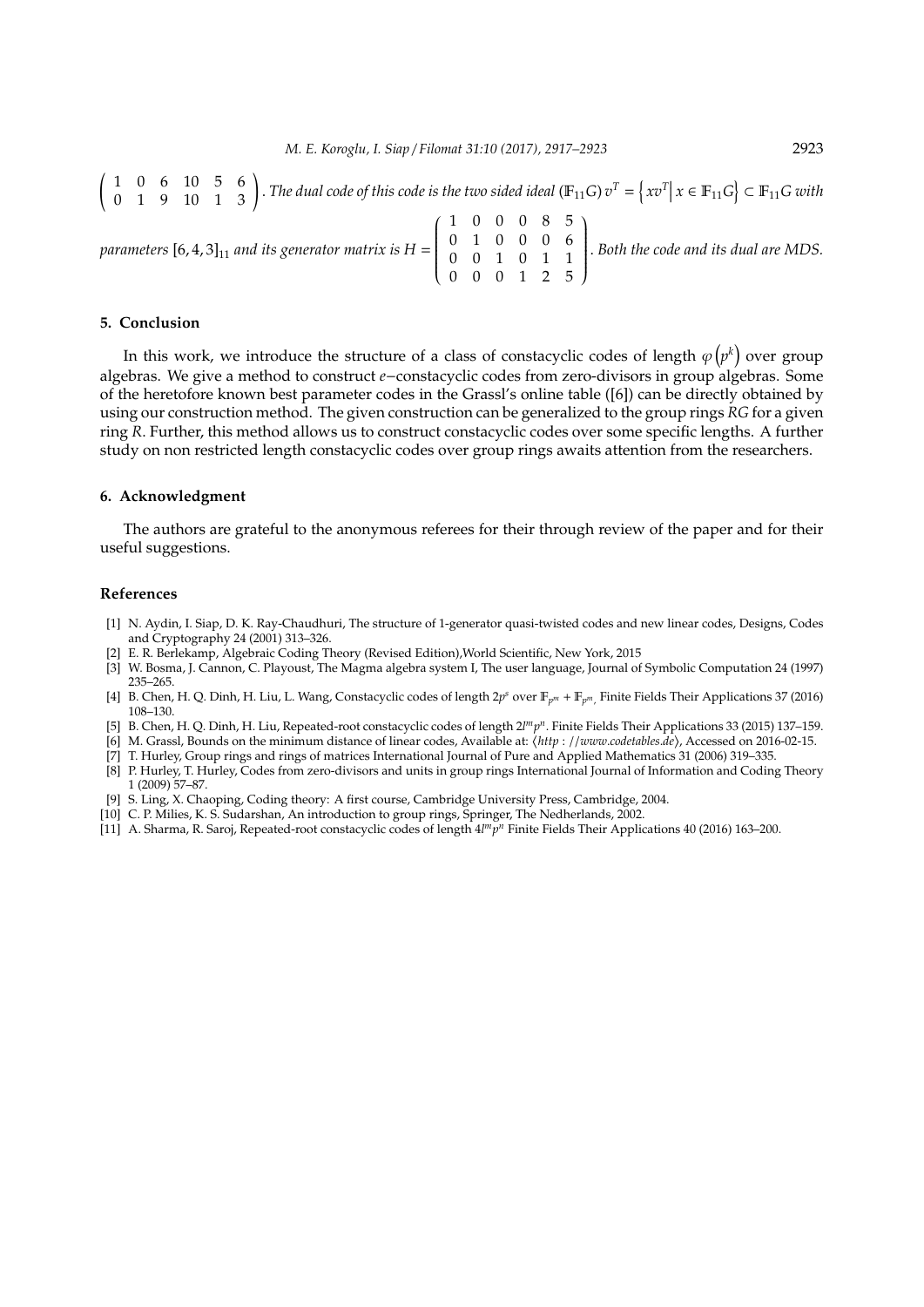$\begin{pmatrix} 1 & 0 & 6 & 10 & 5 & 6 \\ 0 & 1 & 9 & 10 & 1 & 3 \end{pmatrix}$. *The dual code of this code is the two sided ideal* $(\mathbb{F}_{11}G)\, v^T = \left\{ xv^T \middle| \, x \in \mathbb{F}_{11}G \right\} \subset \mathbb{F}_{11}G$ *with parameters* $[6,4,3]_{11}$ *and its generator matrix is* $H = \begin{pmatrix} 1 & 0 & 0 & 0 & 8 & 5 \\ 0 & 1 & 0 & 0 & 0 & 6 \\ 0 & 0 & 1 & 0 & 1 & 1 \\ 0 & 0 & 0 & 1 & 2 & 5 \end{pmatrix}$. *Both the code and its dual are MDS.*

## 5. Conclusion

In this work, we introduce the structure of a class of constacyclic codes of length $\varphi\left(p^k\right)$ over group algebras. We give a method to construct $e-$constacyclic codes from zero-divisors in group algebras. Some of the heretofore known best parameter codes in the Grassl's online table ([6]) can be directly obtained by using our construction method. The given construction can be generalized to the group rings $RG$ for a given ring $R$. Further, this method allows us to construct constacyclic codes over some specific lengths. A further study on non restricted length constacyclic codes over group rings awaits attention from the researchers.

## 6. Acknowledgment

The authors are grateful to the anonymous referees for their through review of the paper and for their useful suggestions.

## References

[1] N. Aydin, I. Siap, D. K. Ray-Chaudhuri, The structure of 1-generator quasi-twisted codes and new linear codes, Designs, Codes and Cryptography 24 (2001) 313–326.

[2] E. R. Berlekamp, Algebraic Coding Theory (Revised Edition),World Scientific, New York, 2015

[3] W. Bosma, J. Cannon, C. Playoust, The Magma algebra system I, The user language, Journal of Symbolic Computation 24 (1997) 235–265.

[4] B. Chen, H. Q. Dinh, H. Liu, L. Wang, Constacyclic codes of length $2p^s$ over $\mathbb{F}_{p^m} + \mathbb{F}_{p^m}$, Finite Fields Their Applications 37 (2016) 108–130.

[5] B. Chen, H. Q. Dinh, H. Liu, Repeated-root constacyclic codes of length $2l^m p^n$. Finite Fields Their Applications 33 (2015) 137–159.

[6] M. Grassl, Bounds on the minimum distance of linear codes, Available at: ⟨*http : //www.codetables.de*⟩, Accessed on 2016-02-15.

[7] T. Hurley, Group rings and rings of matrices International Journal of Pure and Applied Mathematics 31 (2006) 319–335.

[8] P. Hurley, T. Hurley, Codes from zero-divisors and units in group rings International Journal of Information and Coding Theory 1 (2009) 57–87.

[9] S. Ling, X. Chaoping, Coding theory: A first course, Cambridge University Press, Cambridge, 2004.

[10] C. P. Milies, K. S. Sudarshan, An introduction to group rings, Springer, The Nedherlands, 2002.

[11] A. Sharma, R. Saroj, Repeated-root constacyclic codes of length $4l^m p^n$ Finite Fields Their Applications 40 (2016) 163–200.